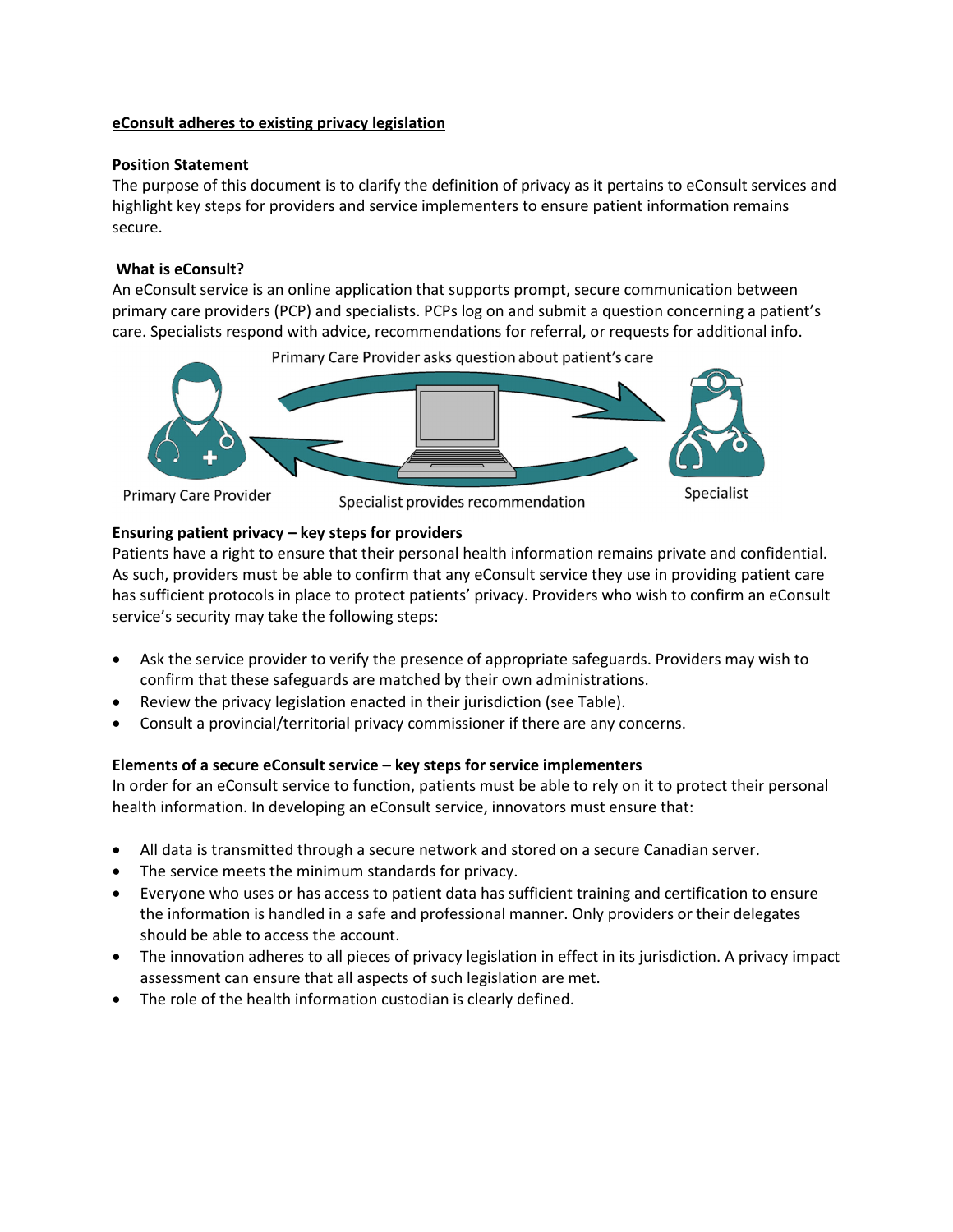**eConsult adheres to existing privacy legislation**

**Position Statement**

The purpose of this document is to clarify the definition of privacy as it pertains to eConsult services and highlight key steps for providers and service implementers to ensure patient information remains secure.

**What is eConsult?**

An eConsult service is an online application that supports prompt, secure communication between primary care providers (PCP) and specialists. PCPs log on and submit a question concerning a patient's care. Specialists respond with advice, recommendations for referral, or requests for additional info.

Primary Care Provider asks question about patient's care

Primary Care Provider

Specialist provides recommendation

Specialist

**Ensuring patient privacy – key steps for providers**

Patients have a right to ensure that their personal health information remains private and confidential. As such, providers must be able to confirm that any eConsult service they use in providing patient care has sufficient protocols in place to protect patients' privacy. Providers who wish to confirm an eConsult service's security may take the following steps:

- Ask the service provider to verify the presence of appropriate safeguards. Providers may wish to confirm that these safeguards are matched by their own administrations.
- Review the privacy legislation enacted in their jurisdiction (see Table).
- Consult a provincial/territorial privacy commissioner if there are any concerns.

**Elements of a secure eConsult service – key steps for service implementers**

In order for an eConsult service to function, patients must be able to rely on it to protect their personal health information. In developing an eConsult service, innovators must ensure that:

- All data is transmitted through a secure network and stored on a secure Canadian server.
- The service meets the minimum standards for privacy.
- Everyone who uses or has access to patient data has sufficient training and certification to ensure the information is handled in a safe and professional manner. Only providers or their delegates should be able to access the account.
- The innovation adheres to all pieces of privacy legislation in effect in its jurisdiction. A privacy impact assessment can ensure that all aspects of such legislation are met.
- The role of the health information custodian is clearly defined.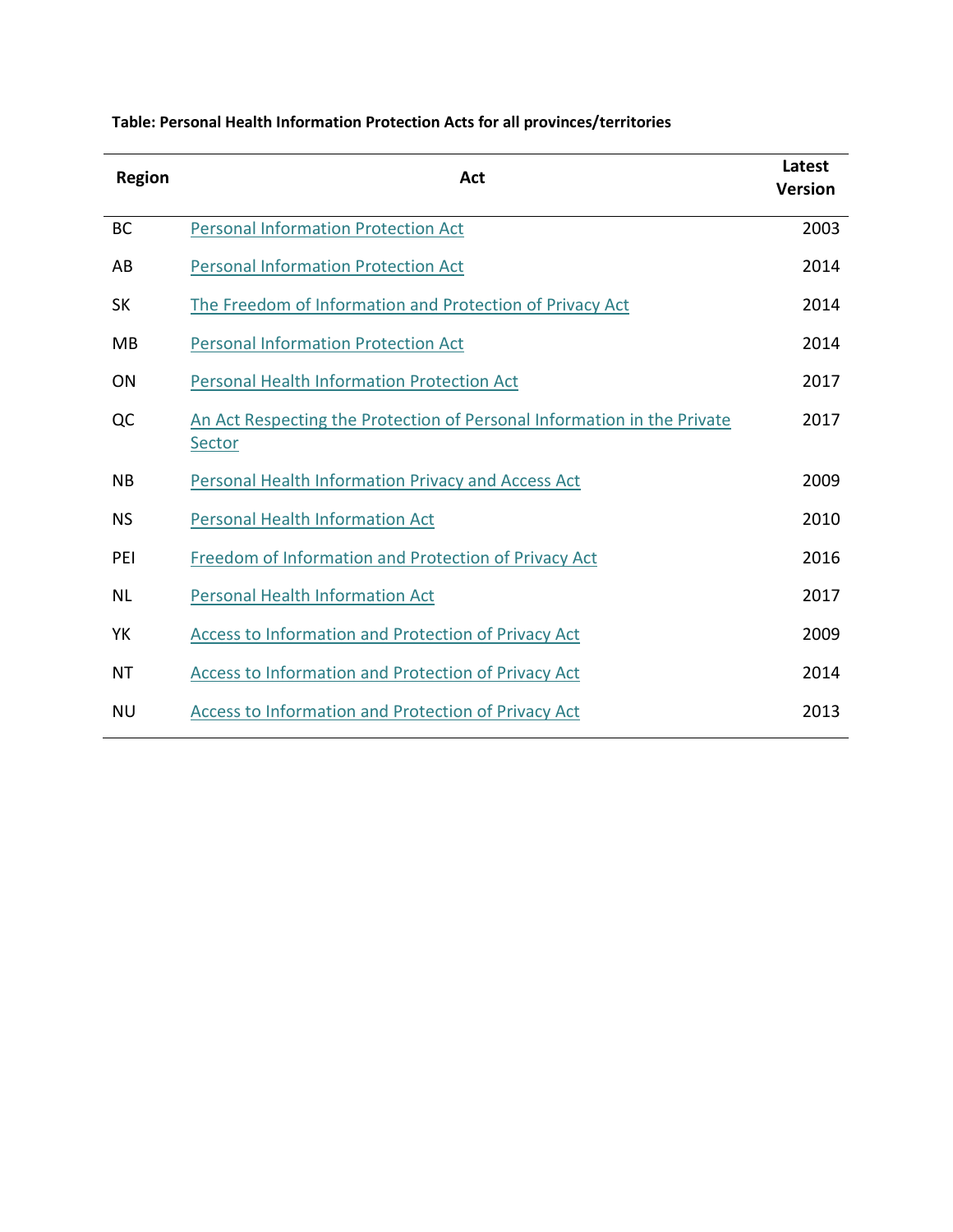**Table: Personal Health Information Protection Acts for all provinces/territories**

| Region | Act | Latest Version |
|---|---|---|
| BC | Personal Information Protection Act | 2003 |
| AB | Personal Information Protection Act | 2014 |
| SK | The Freedom of Information and Protection of Privacy Act | 2014 |
| MB | Personal Information Protection Act | 2014 |
| ON | Personal Health Information Protection Act | 2017 |
| QC | An Act Respecting the Protection of Personal Information in the Private Sector | 2017 |
| NB | Personal Health Information Privacy and Access Act | 2009 |
| NS | Personal Health Information Act | 2010 |
| PEI | Freedom of Information and Protection of Privacy Act | 2016 |
| NL | Personal Health Information Act | 2017 |
| YK | Access to Information and Protection of Privacy Act | 2009 |
| NT | Access to Information and Protection of Privacy Act | 2014 |
| NU | Access to Information and Protection of Privacy Act | 2013 |